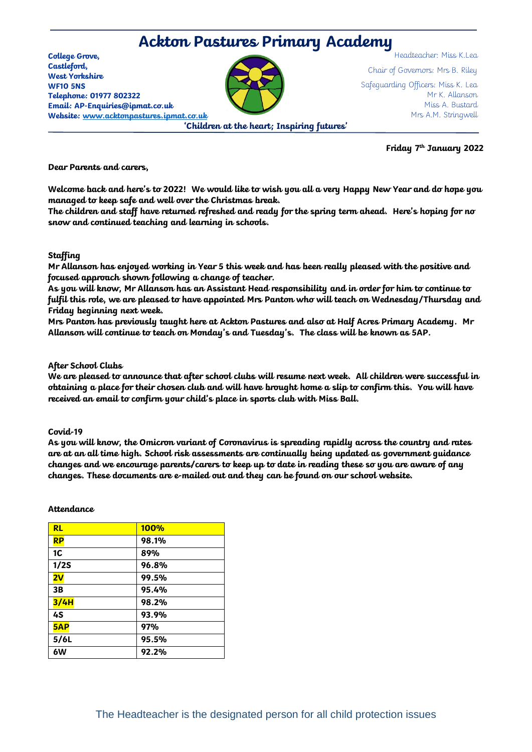# Ackton Pastures Primary Academy

**College Grove,**
**Castleford,**
**West Yorkshire**
**WF10 5NS**
**Telephone: 01977 802322**
**Email: AP-Enquiries@ipmat.co.uk**
**Website: www.acktonpastures.ipmat.co.uk**

Headteacher: Miss K.Lea

Chair of Governors: Mrs B. Riley

Safeguarding Officers: Miss K. Lea
Mr K. Allanson
Miss A. Bustard
Mrs A.M. Stringwell

**'Children at the heart; Inspiring futures'**

**Friday 7th January 2022**

**Dear Parents and carers,**

**Welcome back and here's to 2022! We would like to wish you all a very Happy New Year and do hope you managed to keep safe and well over the Christmas break.**
**The children and staff have returned refreshed and ready for the spring term ahead. Here's hoping for no snow and continued teaching and learning in schools.**

**Staffing**

**Mr Allanson has enjoyed working in Year 5 this week and has been really pleased with the positive and focused approach shown following a change of teacher.**
**As you will know, Mr Allanson has an Assistant Head responsibility and in order for him to continue to fulfil this role, we are pleased to have appointed Mrs Panton who will teach on Wednesday/Thursday and Friday beginning next week.**
**Mrs Panton has previously taught here at Ackton Pastures and also at Half Acres Primary Academy. Mr Allanson will continue to teach on Monday's and Tuesday's. The class will be known as 5AP.**

**After School Clubs**

**We are pleased to announce that after school clubs will resume next week. All children were successful in obtaining a place for their chosen club and will have brought home a slip to confirm this. You will have received an email to confirm your child's place in sports club with Miss Ball.**

**Covid-19**

**As you will know, the Omicron variant of Coronavirus is spreading rapidly across the country and rates are at an all time high. School risk assessments are continually being updated as government guidance changes and we encourage parents/carers to keep up to date in reading these so you are aware of any changes. These documents are e-mailed out and they can be found on our school website.**

**Attendance**

| **RL** | **100%** |
|---|---|
| **RP** | **98.1%** |
| **1C** | **89%** |
| **1/2S** | **96.8%** |
| **2V** | **99.5%** |
| **3B** | **95.4%** |
| **3/4H** | **98.2%** |
| **4S** | **93.9%** |
| **5AP** | **97%** |
| **5/6L** | **95.5%** |
| **6W** | **92.2%** |

The Headteacher is the designated person for all child protection issues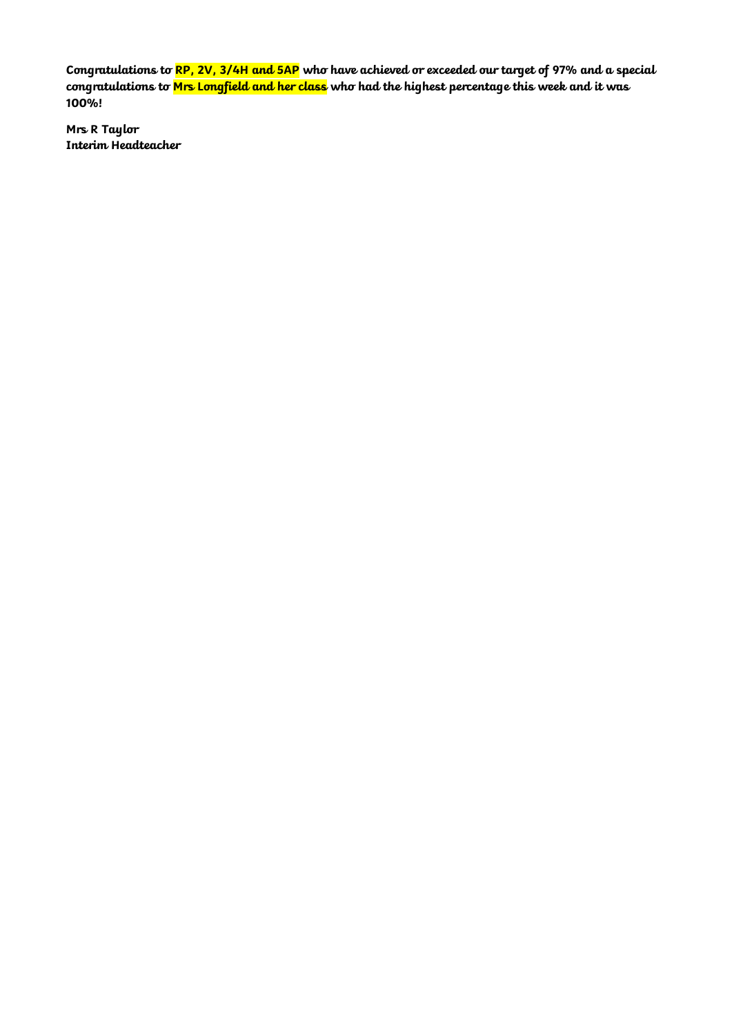**Congratulations to RP, 2V, 3/4H and 5AP who have achieved or exceeded our target of 97% and a special congratulations to Mrs Longfield and her class who had the highest percentage this week and it was 100%!**

**Mrs R Taylor**
**Interim Headteacher**